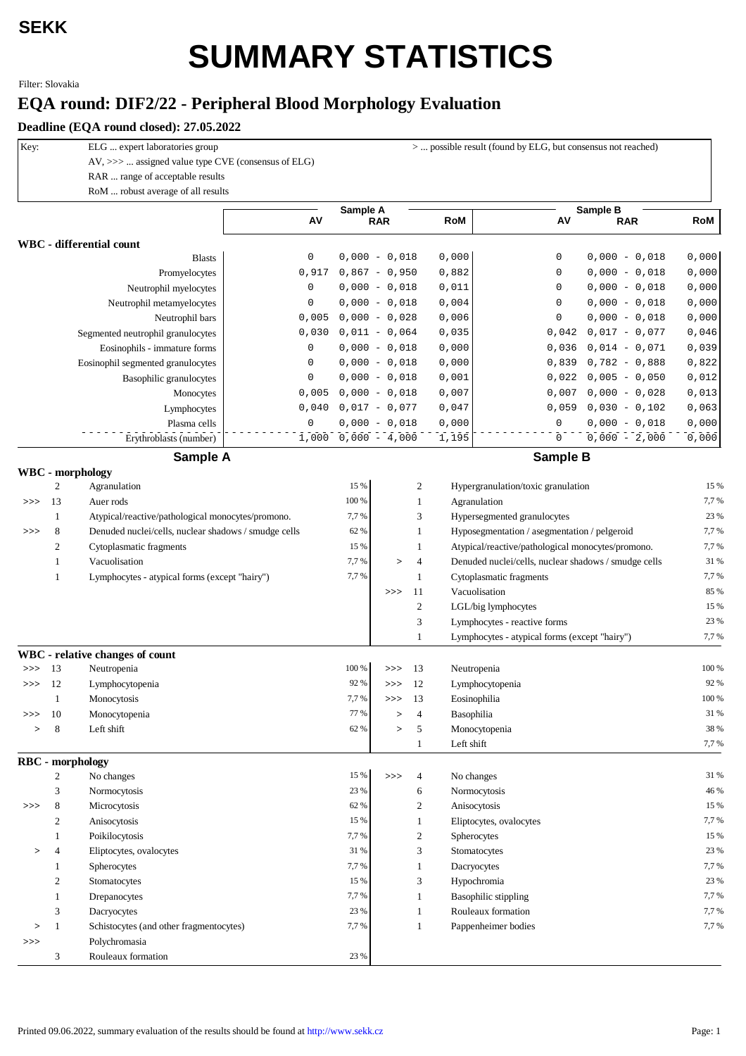**SEKK**

# SUMMARY STATISTICS

Filter: Slovakia

## EQA round: DIF2/22 - Peripheral Blood Morphology Evaluation

### Deadline (EQA round closed): 27.05.2022

Key:
- ELG ... expert laboratories group
- AV, >>> ... assigned value type CVE (consensus of ELG)
- RAR ... range of acceptable results
- RoM ... robust average of all results
- > ... possible result (found by ELG, but consensus not reached)

**WBC - differential count**

| | Sample A | | | Sample B | | |
|---|---|---|---|---|---|---|
| | AV | RAR | RoM | AV | RAR | RoM |
| Blasts | 0 | 0,000 - 0,018 | 0,000 | 0 | 0,000 - 0,018 | 0,000 |
| Promyelocytes | 0,917 | 0,867 - 0,950 | 0,882 | 0 | 0,000 - 0,018 | 0,000 |
| Neutrophil myelocytes | 0 | 0,000 - 0,018 | 0,011 | 0 | 0,000 - 0,018 | 0,000 |
| Neutrophil metamyelocytes | 0 | 0,000 - 0,018 | 0,004 | 0 | 0,000 - 0,018 | 0,000 |
| Neutrophil bars | 0,005 | 0,000 - 0,028 | 0,006 | 0 | 0,000 - 0,018 | 0,000 |
| Segmented neutrophil granulocytes | 0,030 | 0,011 - 0,064 | 0,035 | 0,042 | 0,017 - 0,077 | 0,046 |
| Eosinophils - immature forms | 0 | 0,000 - 0,018 | 0,000 | 0,036 | 0,014 - 0,071 | 0,039 |
| Eosinophil segmented granulocytes | 0 | 0,000 - 0,018 | 0,000 | 0,839 | 0,782 - 0,888 | 0,822 |
| Basophilic granulocytes | 0 | 0,000 - 0,018 | 0,001 | 0,022 | 0,005 - 0,050 | 0,012 |
| Monocytes | 0,005 | 0,000 - 0,018 | 0,007 | 0,007 | 0,000 - 0,028 | 0,013 |
| Lymphocytes | 0,040 | 0,017 - 0,077 | 0,047 | 0,059 | 0,030 - 0,102 | 0,063 |
| Plasma cells | 0 | 0,000 - 0,018 | 0,000 | 0 | 0,000 - 0,018 | 0,000 |
| Erythroblasts (number) | 1,000 | 0,000 - 4,000 | 1,195 | 0 | 0,000 - 2,000 | 0,000 |

**WBC - morphology**

Sample A

| | n | Finding | % |
|---|---|---|---|
| | 2 | Agranulation | 15 % |
| >>> | 13 | Auer rods | 100 % |
| | 1 | Atypical/reactive/pathological monocytes/promono. | 7,7 % |
| >>> | 8 | Denuded nuclei/cells, nuclear shadows / smudge cells | 62 % |
| | 2 | Cytoplasmatic fragments | 15 % |
| | 1 | Vacuolisation | 7,7 % |
| | 1 | Lymphocytes - atypical forms (except "hairy") | 7,7 % |

Sample B

| | n | Finding | % |
|---|---|---|---|
| | 2 | Hypergranulation/toxic granulation | 15 % |
| | 1 | Agranulation | 7,7 % |
| | 3 | Hypersegmented granulocytes | 23 % |
| | 1 | Hyposegmentation / asegmentation / pelgeroid | 7,7 % |
| | 1 | Atypical/reactive/pathological monocytes/promono. | 7,7 % |
| > | 4 | Denuded nuclei/cells, nuclear shadows / smudge cells | 31 % |
| | 1 | Cytoplasmatic fragments | 7,7 % |
| >>> | 11 | Vacuolisation | 85 % |
| | 2 | LGL/big lymphocytes | 15 % |
| | 3 | Lymphocytes - reactive forms | 23 % |
| | 1 | Lymphocytes - atypical forms (except "hairy") | 7,7 % |

**WBC - relative changes of count**

Sample A

| | n | Finding | % |
|---|---|---|---|
| >>> | 13 | Neutropenia | 100 % |
| >>> | 12 | Lymphocytopenia | 92 % |
| | 1 | Monocytosis | 7,7 % |
| >>> | 10 | Monocytopenia | 77 % |
| > | 8 | Left shift | 62 % |

Sample B

| | n | Finding | % |
|---|---|---|---|
| >>> | 13 | Neutropenia | 100 % |
| >>> | 12 | Lymphocytopenia | 92 % |
| >>> | 13 | Eosinophilia | 100 % |
| > | 4 | Basophilia | 31 % |
| > | 5 | Monocytopenia | 38 % |
| | 1 | Left shift | 7,7 % |

**RBC - morphology**

Sample A

| | n | Finding | % |
|---|---|---|---|
| | 2 | No changes | 15 % |
| | 3 | Normocytosis | 23 % |
| >>> | 8 | Microcytosis | 62 % |
| | 2 | Anisocytosis | 15 % |
| | 1 | Poikilocytosis | 7,7 % |
| > | 4 | Eliptocytes, ovalocytes | 31 % |
| | 1 | Spherocytes | 7,7 % |
| | 2 | Stomatocytes | 15 % |
| | 1 | Drepanocytes | 7,7 % |
| | 3 | Dacryocytes | 23 % |
| > | 1 | Schistocytes (and other fragmentocytes) | 7,7 % |
| >>> | | Polychromasia | |
| | 3 | Rouleaux formation | 23 % |

Sample B

| | n | Finding | % |
|---|---|---|---|
| >>> | 4 | No changes | 31 % |
| | 6 | Normocytosis | 46 % |
| | 2 | Anisocytosis | 15 % |
| | 1 | Eliptocytes, ovalocytes | 7,7 % |
| | 2 | Spherocytes | 15 % |
| | 3 | Stomatocytes | 23 % |
| | 1 | Dacryocytes | 7,7 % |
| | 3 | Hypochromia | 23 % |
| | 1 | Basophilic stippling | 7,7 % |
| | 1 | Rouleaux formation | 7,7 % |
| | 1 | Pappenheimer bodies | 7,7 % |

Printed 09.06.2022, summary evaluation of the results should be found at http://www.sekk.cz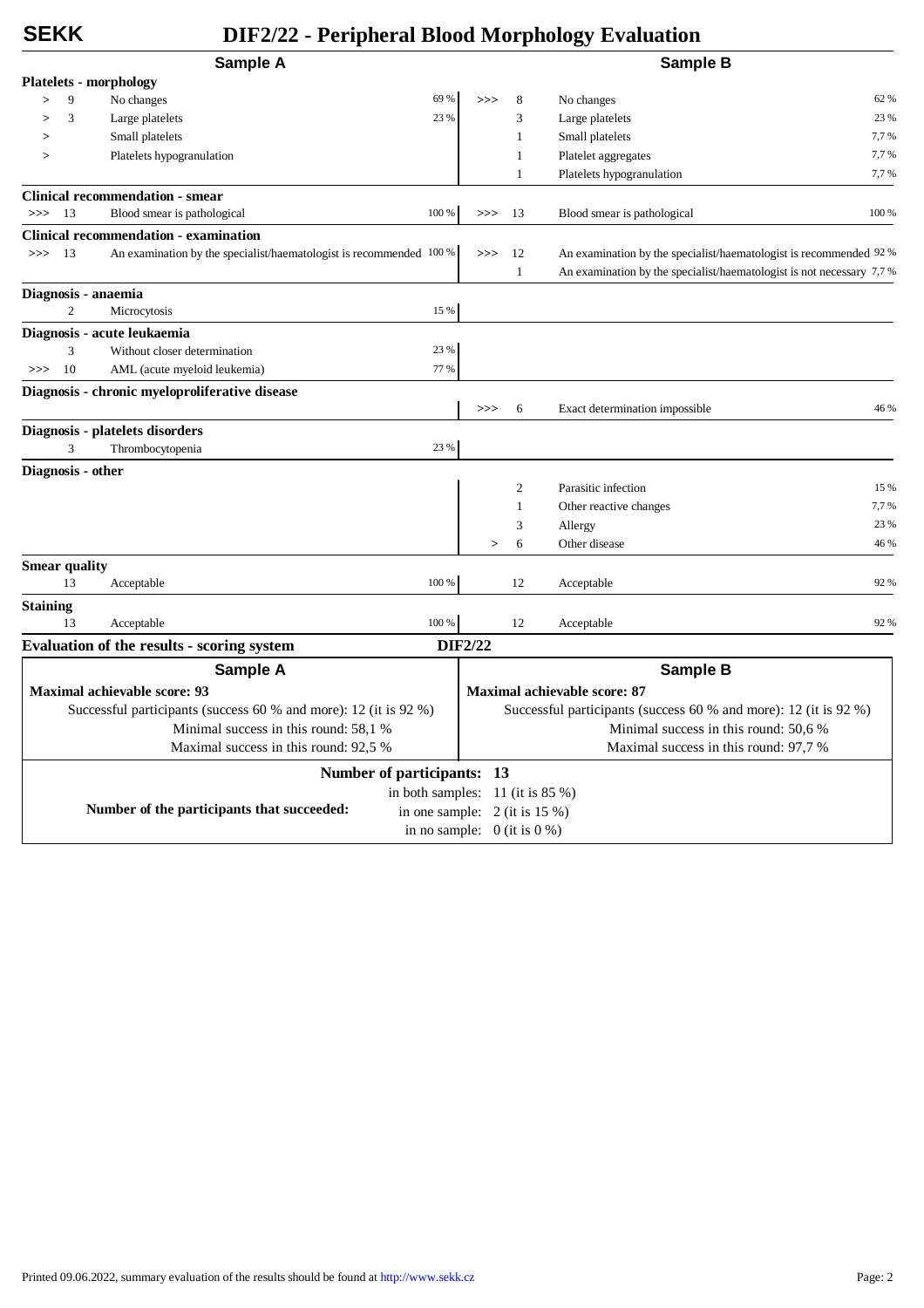# SEKK DIF2/22 - Peripheral Blood Morphology Evaluation

| | | Sample A | | | | Sample B | |
|---|---|---|---|---|---|---|---|
| **Platelets - morphology** | | | | | | | |
| > | 9 | No changes | 69 % | >>> | 8 | No changes | 62 % |
| > | 3 | Large platelets | 23 % | | 3 | Large platelets | 23 % |
| > | | Small platelets | | | 1 | Small platelets | 7,7 % |
| > | | Platelets hypogranulation | | | 1 | Platelet aggregates | 7,7 % |
| | | | | | 1 | Platelets hypogranulation | 7,7 % |
| **Clinical recommendation - smear** | | | | | | | |
| >>> | 13 | Blood smear is pathological | 100 % | >>> | 13 | Blood smear is pathological | 100 % |
| **Clinical recommendation - examination** | | | | | | | |
| >>> | 13 | An examination by the specialist/haematologist is recommended | 100 % | >>> | 12 | An examination by the specialist/haematologist is recommended | 92 % |
| | | | | | 1 | An examination by the specialist/haematologist is not necessary | 7,7 % |
| **Diagnosis - anaemia** | | | | | | | |
| | 2 | Microcytosis | 15 % | | | | |
| **Diagnosis - acute leukaemia** | | | | | | | |
| | 3 | Without closer determination | 23 % | | | | |
| >>> | 10 | AML (acute myeloid leukemia) | 77 % | | | | |
| **Diagnosis - chronic myeloproliferative disease** | | | | | | | |
| | | | | >>> | 6 | Exact determination impossible | 46 % |
| **Diagnosis - platelets disorders** | | | | | | | |
| | 3 | Thrombocytopenia | 23 % | | | | |
| **Diagnosis - other** | | | | | | | |
| | | | | | 2 | Parasitic infection | 15 % |
| | | | | | 1 | Other reactive changes | 7,7 % |
| | | | | | 3 | Allergy | 23 % |
| | | | | > | 6 | Other disease | 46 % |
| **Smear quality** | | | | | | | |
| | 13 | Acceptable | 100 % | | 12 | Acceptable | 92 % |
| **Staining** | | | | | | | |
| | 13 | Acceptable | 100 % | | 12 | Acceptable | 92 % |

## Evaluation of the results - scoring system — DIF2/22

| Sample A | Sample B |
|---|---|
| **Maximal achievable score: 93** | **Maximal achievable score: 87** |
| Successful participants (success 60 % and more): 12 (it is 92 %) | Successful participants (success 60 % and more): 12 (it is 92 %) |
| Minimal success in this round: 58,1 % | Minimal success in this round: 50,6 % |
| Maximal success in this round: 92,5 % | Maximal success in this round: 97,7 % |

**Number of participants: 13**

**Number of the participants that succeeded:**

- in both samples: 11 (it is 85 %)
- in one sample: 2 (it is 15 %)
- in no sample: 0 (it is 0 %)

Printed 09.06.2022, summary evaluation of the results should be found at http://www.sekk.cz